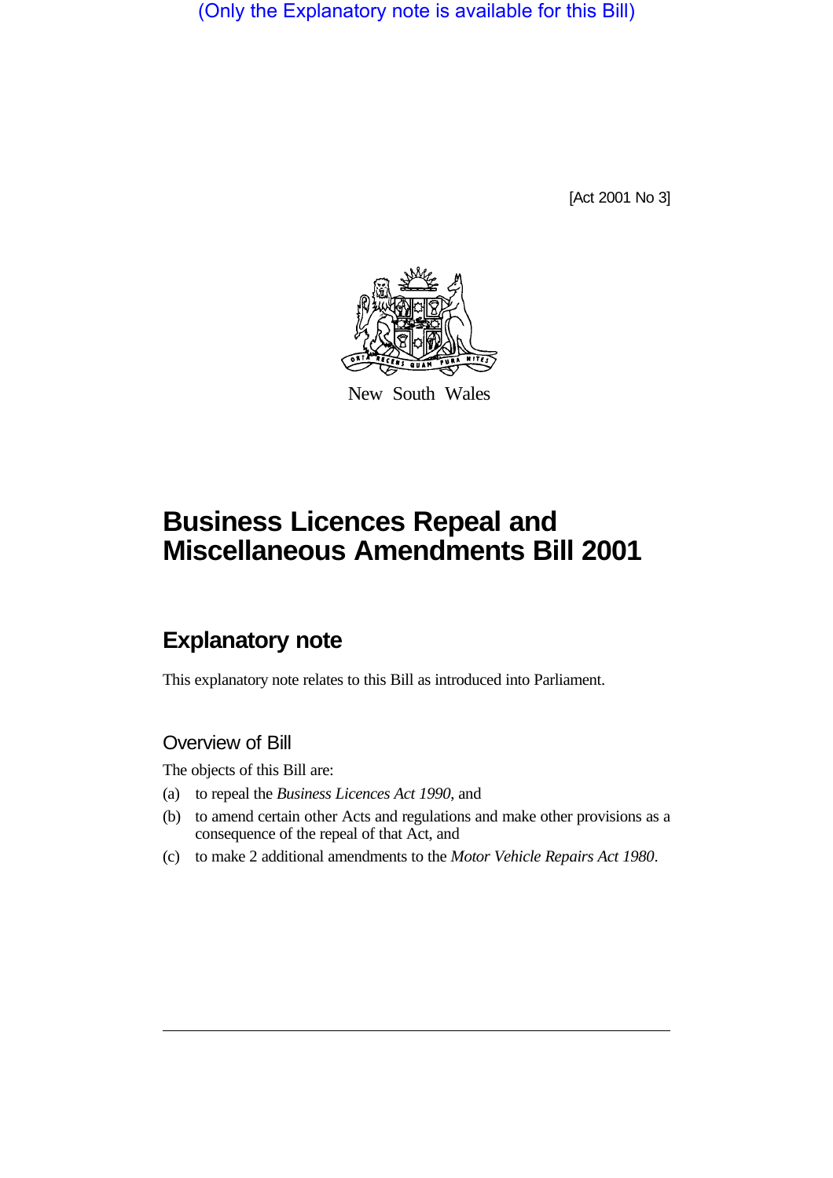(Only the Explanatory note is available for this Bill)

[Act 2001 No 3]

New South Wales

# Business Licences Repeal and Miscellaneous Amendments Bill 2001

## Explanatory note

This explanatory note relates to this Bill as introduced into Parliament.

### Overview of Bill

The objects of this Bill are:

(a) to repeal the *Business Licences Act 1990*, and

(b) to amend certain other Acts and regulations and make other provisions as a consequence of the repeal of that Act, and

(c) to make 2 additional amendments to the *Motor Vehicle Repairs Act 1980*.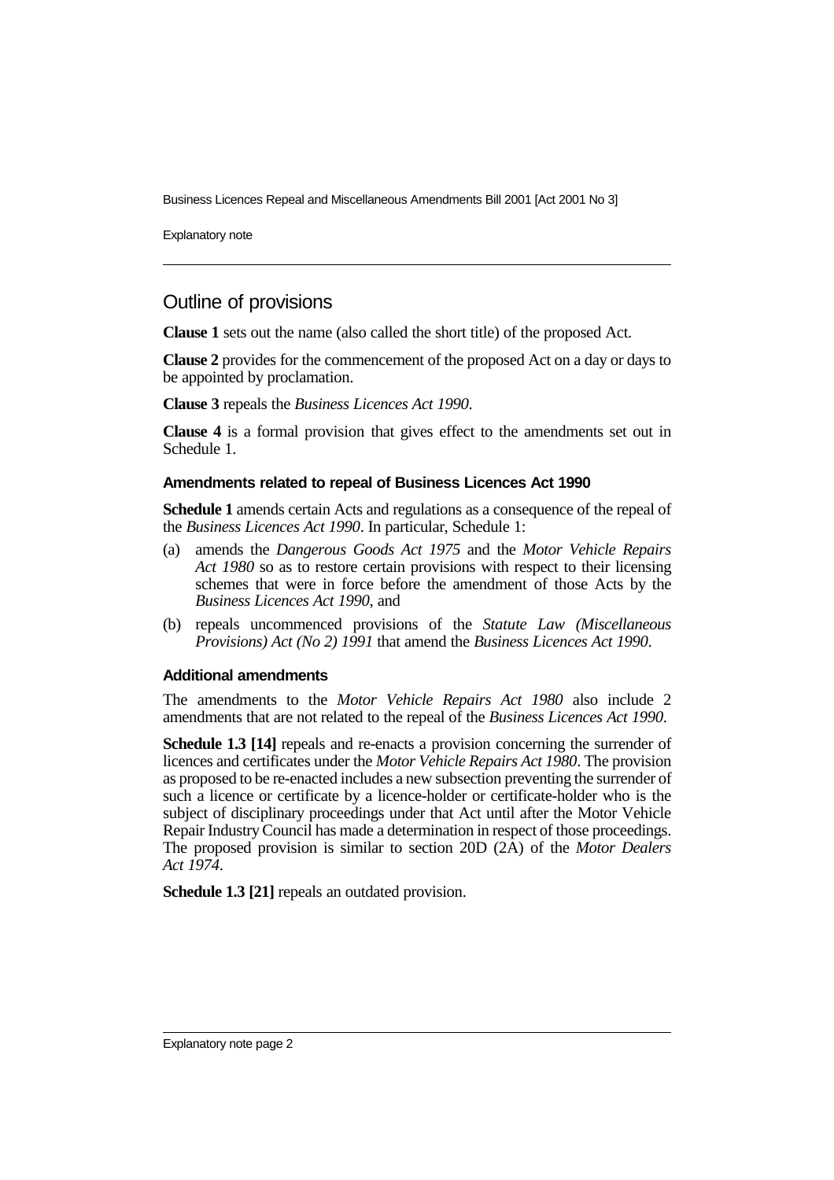## Outline of provisions

**Clause 1** sets out the name (also called the short title) of the proposed Act.

**Clause 2** provides for the commencement of the proposed Act on a day or days to be appointed by proclamation.

**Clause 3** repeals the *Business Licences Act 1990*.

**Clause 4** is a formal provision that gives effect to the amendments set out in Schedule 1.

### Amendments related to repeal of Business Licences Act 1990

**Schedule 1** amends certain Acts and regulations as a consequence of the repeal of the *Business Licences Act 1990*. In particular, Schedule 1:

(a) amends the *Dangerous Goods Act 1975* and the *Motor Vehicle Repairs Act 1980* so as to restore certain provisions with respect to their licensing schemes that were in force before the amendment of those Acts by the *Business Licences Act 1990*, and

(b) repeals uncommenced provisions of the *Statute Law (Miscellaneous Provisions) Act (No 2) 1991* that amend the *Business Licences Act 1990*.

### Additional amendments

The amendments to the *Motor Vehicle Repairs Act 1980* also include 2 amendments that are not related to the repeal of the *Business Licences Act 1990*.

**Schedule 1.3 [14]** repeals and re-enacts a provision concerning the surrender of licences and certificates under the *Motor Vehicle Repairs Act 1980*. The provision as proposed to be re-enacted includes a new subsection preventing the surrender of such a licence or certificate by a licence-holder or certificate-holder who is the subject of disciplinary proceedings under that Act until after the Motor Vehicle Repair Industry Council has made a determination in respect of those proceedings. The proposed provision is similar to section 20D (2A) of the *Motor Dealers Act 1974*.

**Schedule 1.3 [21]** repeals an outdated provision.